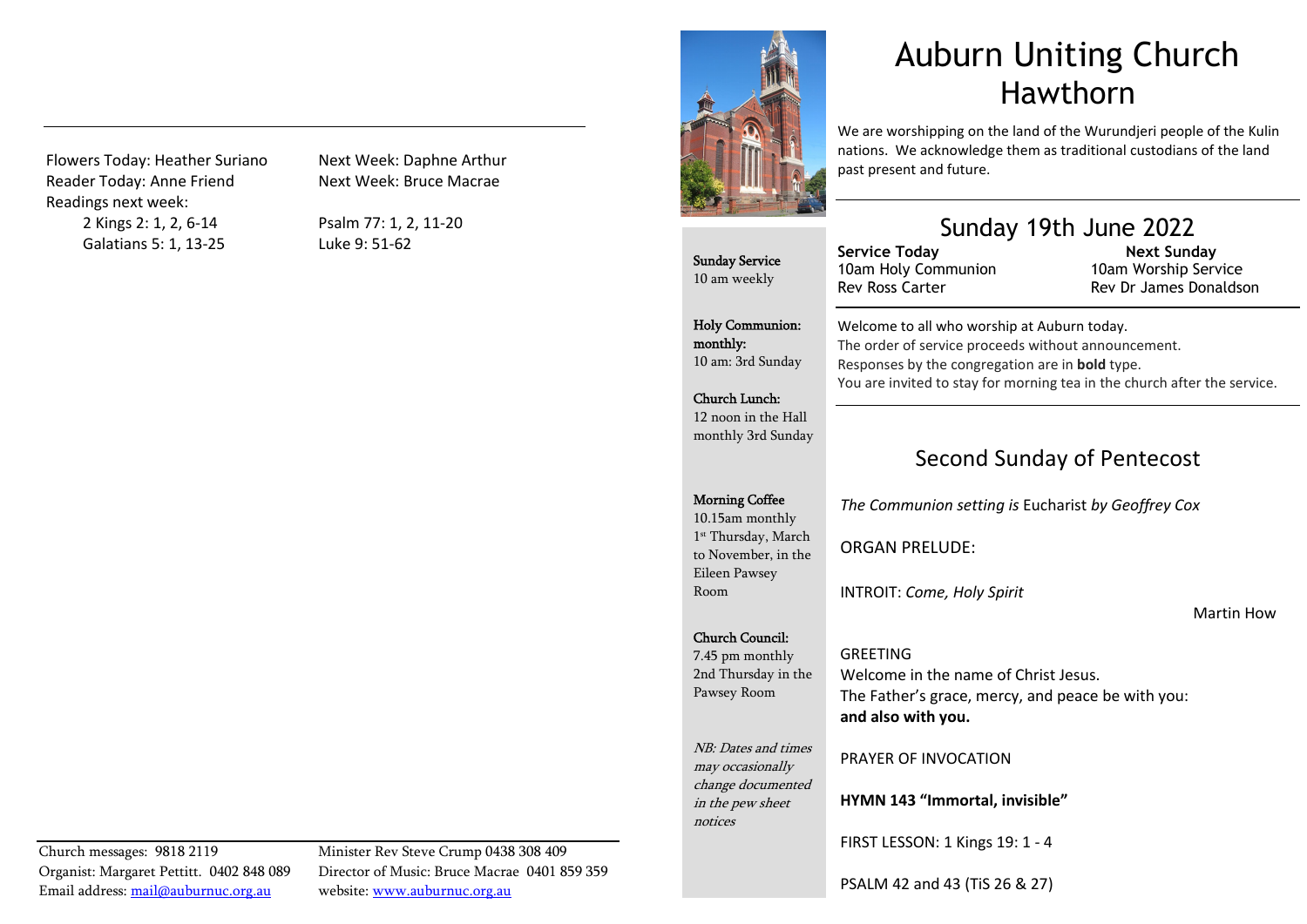Flowers Today: Heather Suriano
Reader Today: Anne Friend
Readings next week:

2 Kings 2: 1, 2, 6-14
Galatians 5: 1, 13-25

Next Week: Daphne Arthur
Next Week: Bruce Macrae

Psalm 77: 1, 2, 11-20
Luke 9: 51-62

Church messages: 9818 2119
Organist: Margaret Pettitt. 0402 848 089
Email address: mail@auburnuc.org.au

Minister Rev Steve Crump 0438 308 409
Director of Music: Bruce Macrae 0401 859 359
website: www.auburnuc.org.au

**Sunday Service**
10 am weekly

**Holy Communion: monthly:**
10 am: 3rd Sunday

**Church Lunch:**
12 noon in the Hall monthly 3rd Sunday

**Morning Coffee**
10.15am monthly 1st Thursday, March to November, in the Eileen Pawsey Room

**Church Council:**
7.45 pm monthly 2nd Thursday in the Pawsey Room

*NB: Dates and times may occasionally change documented in the pew sheet notices*

# Auburn Uniting Church Hawthorn

We are worshipping on the land of the Wurundjeri people of the Kulin nations. We acknowledge them as traditional custodians of the land past present and future.

## Sunday 19th June 2022

| **Service Today** | **Next Sunday** |
|---|---|
| 10am Holy Communion | 10am Worship Service |
| Rev Ross Carter | Rev Dr James Donaldson |

Welcome to all who worship at Auburn today.
The order of service proceeds without announcement.
Responses by the congregation are in **bold** type.
You are invited to stay for morning tea in the church after the service.

## Second Sunday of Pentecost

*The Communion setting is* Eucharist *by Geoffrey Cox*

ORGAN PRELUDE:

INTROIT: *Come, Holy Spirit*

Martin How

GREETING
Welcome in the name of Christ Jesus.
The Father's grace, mercy, and peace be with you:
**and also with you.**

PRAYER OF INVOCATION

**HYMN 143 "Immortal, invisible"**

FIRST LESSON: 1 Kings 19: 1 - 4

PSALM 42 and 43 (TiS 26 & 27)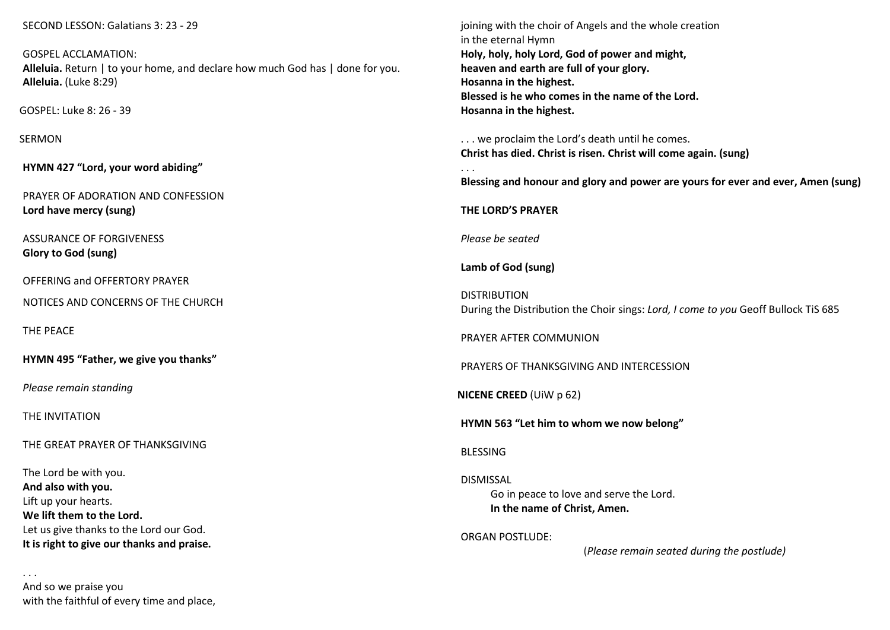SECOND LESSON: Galatians 3: 23 - 29

GOSPEL ACCLAMATION:
**Alleluia.** Return | to your home, and declare how much God has | done for you.
**Alleluia.** (Luke 8:29)

GOSPEL: Luke 8: 26 - 39

SERMON

**HYMN 427 "Lord, your word abiding"**

PRAYER OF ADORATION AND CONFESSION
**Lord have mercy (sung)**

ASSURANCE OF FORGIVENESS
**Glory to God (sung)**

OFFERING and OFFERTORY PRAYER

NOTICES AND CONCERNS OF THE CHURCH

THE PEACE

**HYMN 495 "Father, we give you thanks"**

*Please remain standing*

THE INVITATION

THE GREAT PRAYER OF THANKSGIVING

The Lord be with you.
**And also with you.**
Lift up your hearts.
**We lift them to the Lord.**
Let us give thanks to the Lord our God.
**It is right to give our thanks and praise.**

. . .
And so we praise you
with the faithful of every time and place,
joining with the choir of Angels and the whole creation
in the eternal Hymn
**Holy, holy, holy Lord, God of power and might,**
**heaven and earth are full of your glory.**
**Hosanna in the highest.**
**Blessed is he who comes in the name of the Lord.**
**Hosanna in the highest.**

. . . we proclaim the Lord's death until he comes.
**Christ has died. Christ is risen. Christ will come again. (sung)**
. . .
**Blessing and honour and glory and power are yours for ever and ever, Amen (sung)**

**THE LORD'S PRAYER**

*Please be seated*

**Lamb of God (sung)**

DISTRIBUTION
During the Distribution the Choir sings: *Lord, I come to you* Geoff Bullock TiS 685

PRAYER AFTER COMMUNION

PRAYERS OF THANKSGIVING AND INTERCESSION

**NICENE CREED** (UiW p 62)

**HYMN 563 "Let him to whom we now belong"**

BLESSING

DISMISSAL
Go in peace to love and serve the Lord.
**In the name of Christ, Amen.**

ORGAN POSTLUDE:

(*Please remain seated during the postlude*)